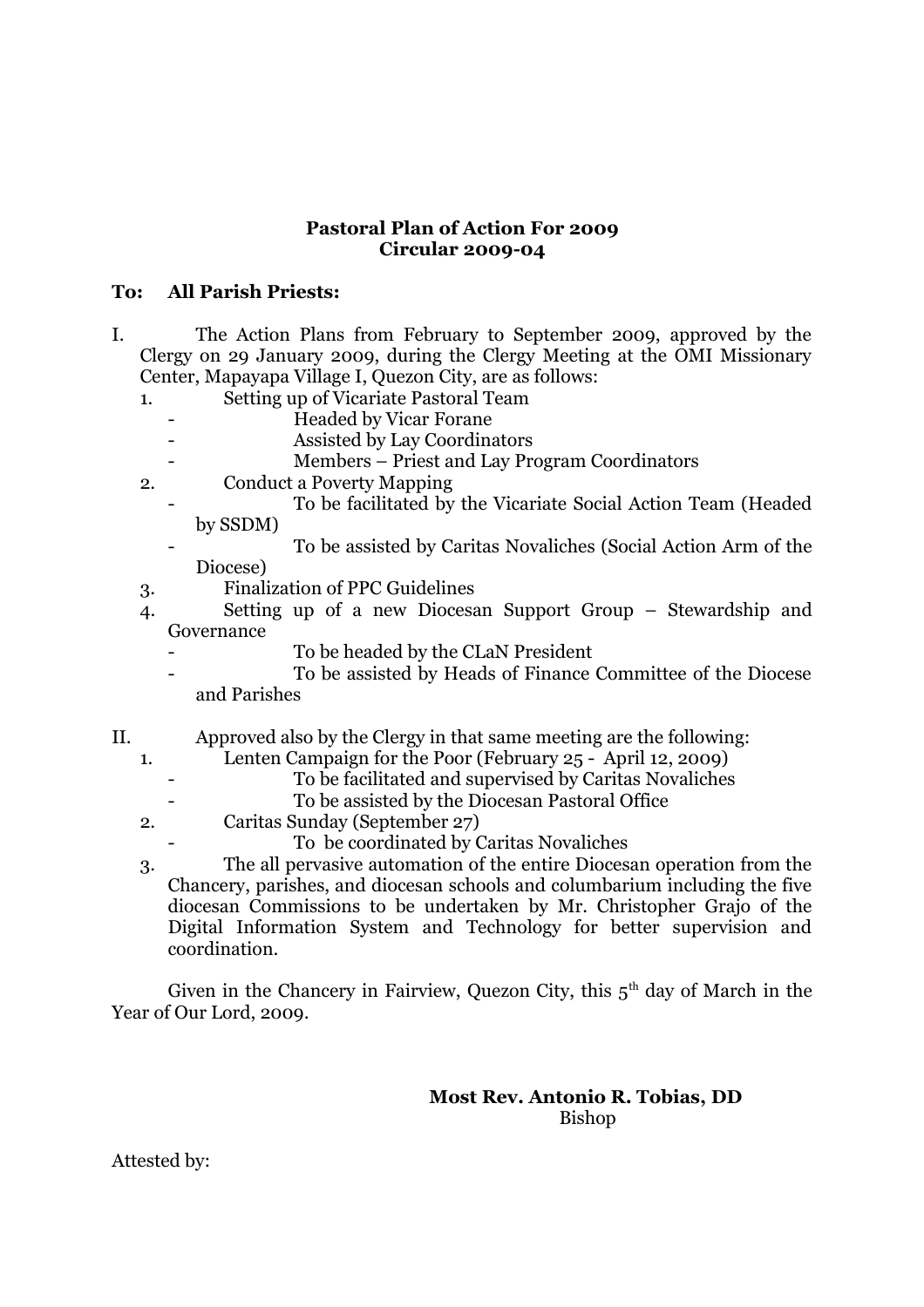**Pastoral Plan of Action For 2009**
**Circular 2009-04**

**To: All Parish Priests:**

I. The Action Plans from February to September 2009, approved by the Clergy on 29 January 2009, during the Clergy Meeting at the OMI Missionary Center, Mapayapa Village I, Quezon City, are as follows:

1. Setting up of Vicariate Pastoral Team
   - Headed by Vicar Forane
   - Assisted by Lay Coordinators
   - Members – Priest and Lay Program Coordinators
2. Conduct a Poverty Mapping
   - To be facilitated by the Vicariate Social Action Team (Headed by SSDM)
   - To be assisted by Caritas Novaliches (Social Action Arm of the Diocese)
3. Finalization of PPC Guidelines
4. Setting up of a new Diocesan Support Group – Stewardship and Governance
   - To be headed by the CLaN President
   - To be assisted by Heads of Finance Committee of the Diocese and Parishes

II. Approved also by the Clergy in that same meeting are the following:

1. Lenten Campaign for the Poor (February 25 - April 12, 2009)
   - To be facilitated and supervised by Caritas Novaliches
   - To be assisted by the Diocesan Pastoral Office
2. Caritas Sunday (September 27)
   - To be coordinated by Caritas Novaliches
3. The all pervasive automation of the entire Diocesan operation from the Chancery, parishes, and diocesan schools and columbarium including the five diocesan Commissions to be undertaken by Mr. Christopher Grajo of the Digital Information System and Technology for better supervision and coordination.

Given in the Chancery in Fairview, Quezon City, this 5th day of March in the Year of Our Lord, 2009.

**Most Rev. Antonio R. Tobias, DD**
Bishop

Attested by: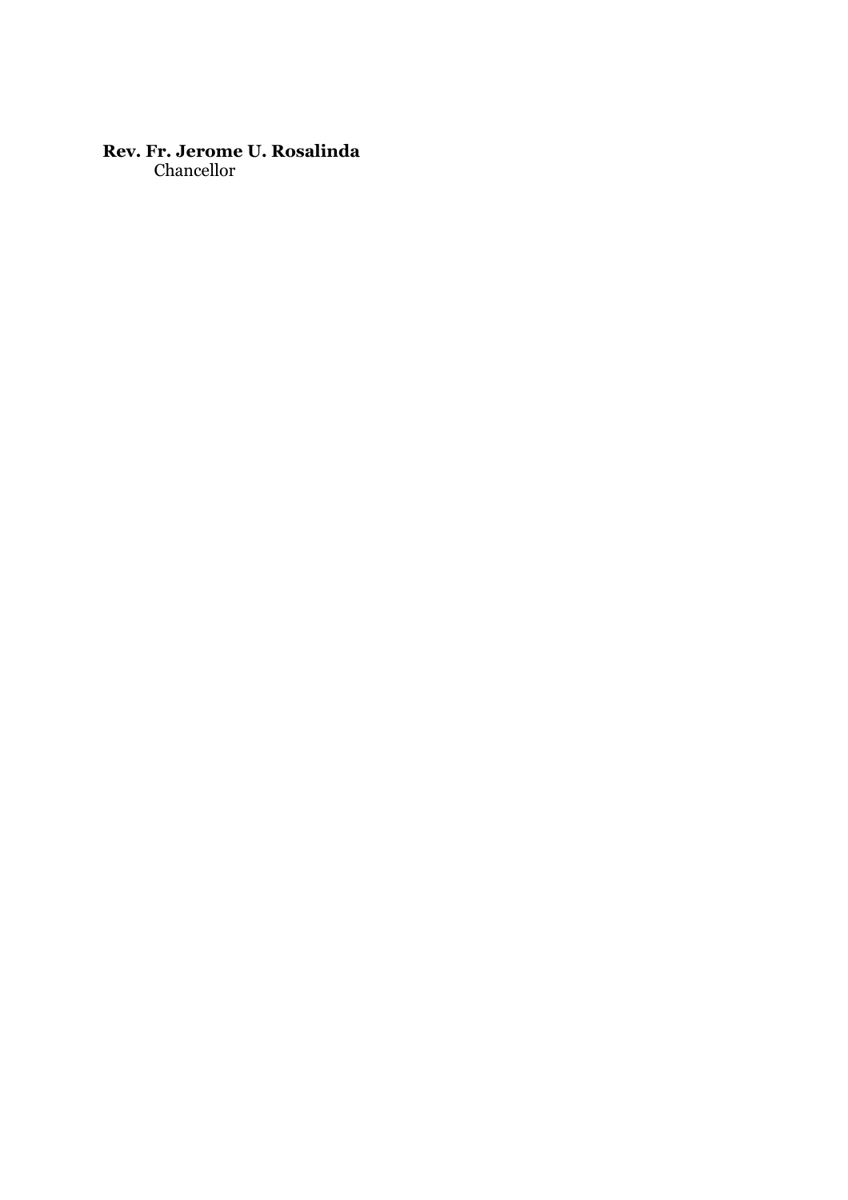**Rev. Fr. Jerome U. Rosalinda**
Chancellor